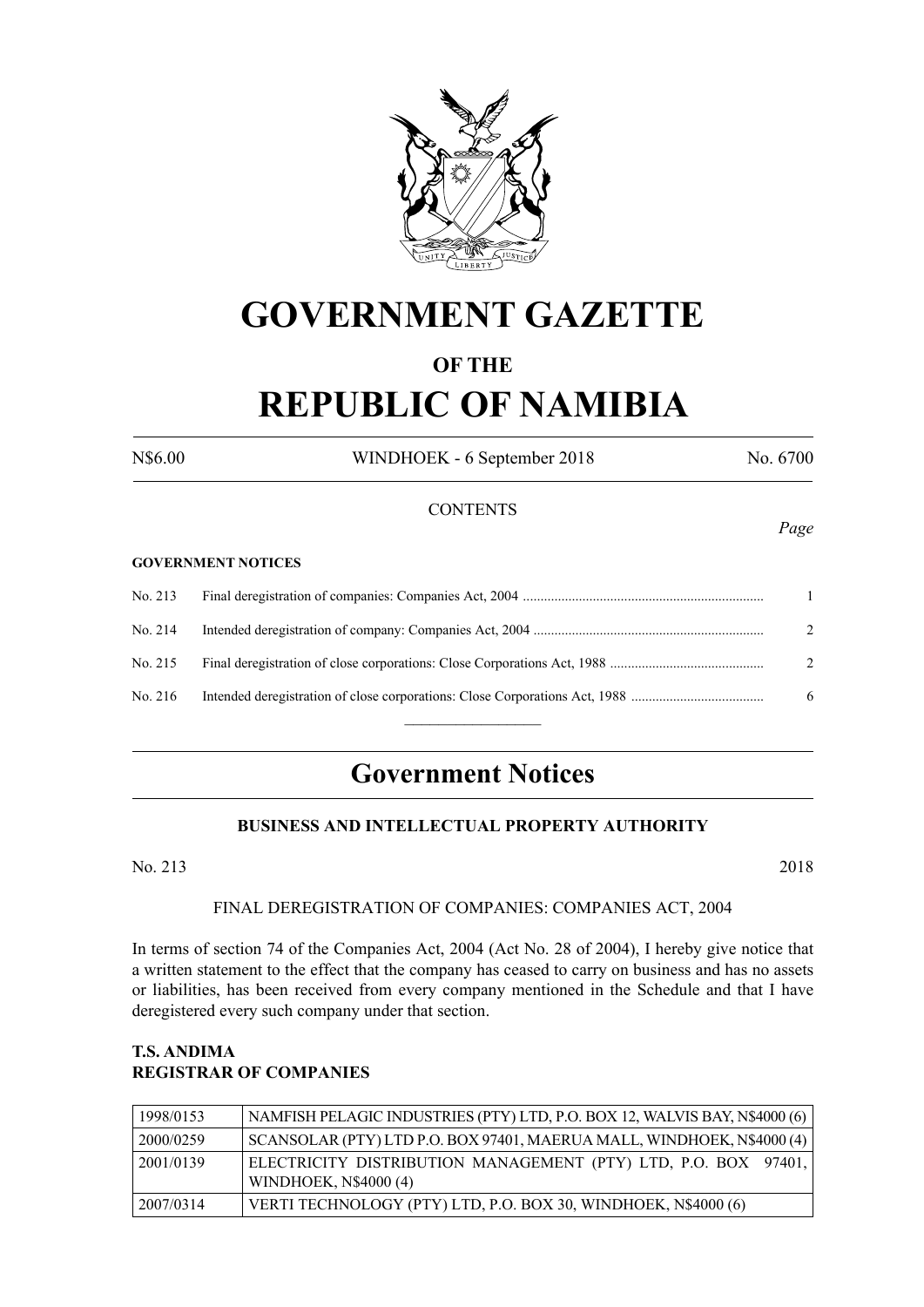# GOVERNMENT GAZETTE

## OF THE

# REPUBLIC OF NAMIBIA

N$6.00 WINDHOEK - 6 September 2018 No. 6700

CONTENTS

*Page*

**GOVERNMENT NOTICES**

| | | |
|---|---|---|
| No. 213 | Final deregistration of companies: Companies Act, 2004 | 1 |
| No. 214 | Intended deregistration of company: Companies Act, 2004 | 2 |
| No. 215 | Final deregistration of close corporations: Close Corporations Act, 1988 | 2 |
| No. 216 | Intended deregistration of close corporations: Close Corporations Act, 1988 | 6 |

## Government Notices

### BUSINESS AND INTELLECTUAL PROPERTY AUTHORITY

No. 213 2018

FINAL DEREGISTRATION OF COMPANIES: COMPANIES ACT, 2004

In terms of section 74 of the Companies Act, 2004 (Act No. 28 of 2004), I hereby give notice that a written statement to the effect that the company has ceased to carry on business and has no assets or liabilities, has been received from every company mentioned in the Schedule and that I have deregistered every such company under that section.

**T.S. ANDIMA**
**REGISTRAR OF COMPANIES**

| | |
|---|---|
| 1998/0153 | NAMFISH PELAGIC INDUSTRIES (PTY) LTD, P.O. BOX 12, WALVIS BAY, N$4000 (6) |
| 2000/0259 | SCANSOLAR (PTY) LTD P.O. BOX 97401, MAERUA MALL, WINDHOEK, N$4000 (4) |
| 2001/0139 | ELECTRICITY DISTRIBUTION MANAGEMENT (PTY) LTD, P.O. BOX 97401, WINDHOEK, N$4000 (4) |
| 2007/0314 | VERTI TECHNOLOGY (PTY) LTD, P.O. BOX 30, WINDHOEK, N$4000 (6) |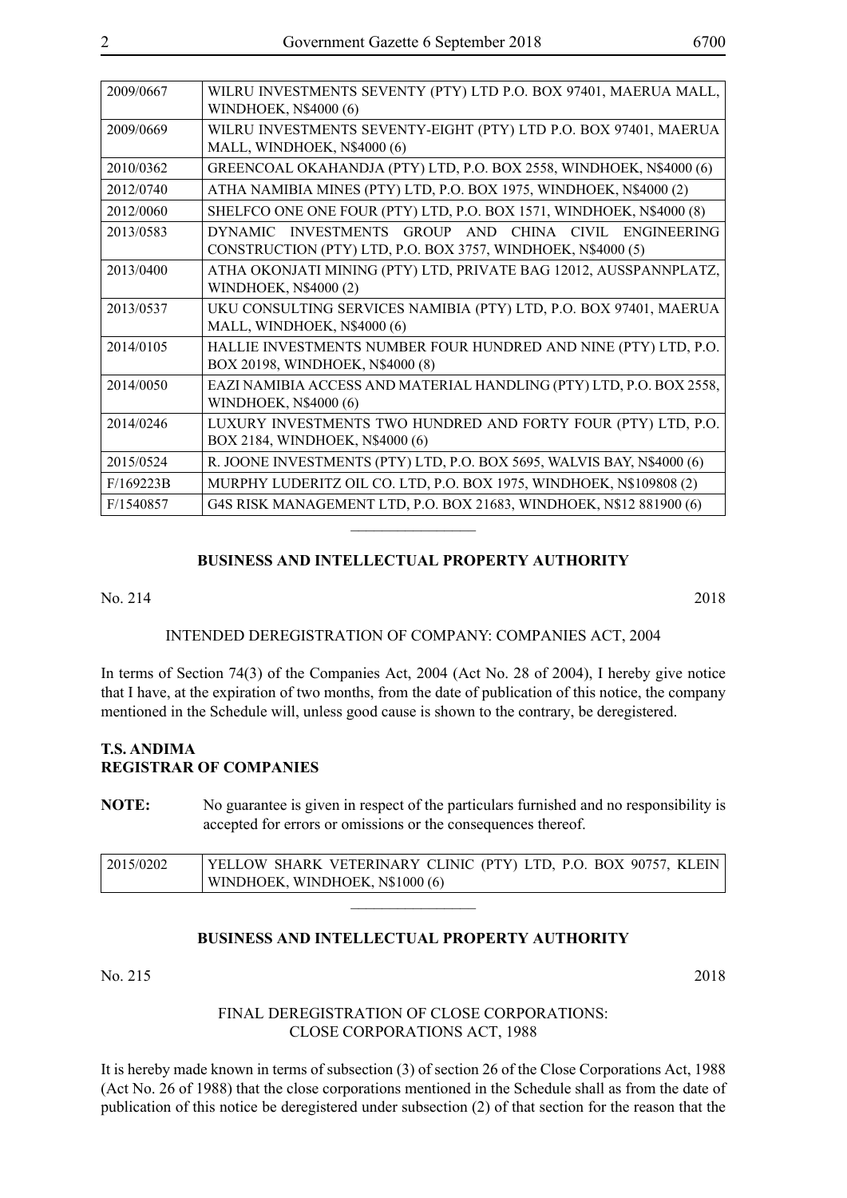| | |
|---|---|
| 2009/0667 | WILRU INVESTMENTS SEVENTY (PTY) LTD P.O. BOX 97401, MAERUA MALL, WINDHOEK, N$4000 (6) |
| 2009/0669 | WILRU INVESTMENTS SEVENTY-EIGHT (PTY) LTD P.O. BOX 97401, MAERUA MALL, WINDHOEK, N$4000 (6) |
| 2010/0362 | GREENCOAL OKAHANDJA (PTY) LTD, P.O. BOX 2558, WINDHOEK, N$4000 (6) |
| 2012/0740 | ATHA NAMIBIA MINES (PTY) LTD, P.O. BOX 1975, WINDHOEK, N$4000 (2) |
| 2012/0060 | SHELFCO ONE ONE FOUR (PTY) LTD, P.O. BOX 1571, WINDHOEK, N$4000 (8) |
| 2013/0583 | DYNAMIC INVESTMENTS GROUP AND CHINA CIVIL ENGINEERING CONSTRUCTION (PTY) LTD, P.O. BOX 3757, WINDHOEK, N$4000 (5) |
| 2013/0400 | ATHA OKONJATI MINING (PTY) LTD, PRIVATE BAG 12012, AUSSPANNPLATZ, WINDHOEK, N$4000 (2) |
| 2013/0537 | UKU CONSULTING SERVICES NAMIBIA (PTY) LTD, P.O. BOX 97401, MAERUA MALL, WINDHOEK, N$4000 (6) |
| 2014/0105 | HALLIE INVESTMENTS NUMBER FOUR HUNDRED AND NINE (PTY) LTD, P.O. BOX 20198, WINDHOEK, N$4000 (8) |
| 2014/0050 | EAZI NAMIBIA ACCESS AND MATERIAL HANDLING (PTY) LTD, P.O. BOX 2558, WINDHOEK, N$4000 (6) |
| 2014/0246 | LUXURY INVESTMENTS TWO HUNDRED AND FORTY FOUR (PTY) LTD, P.O. BOX 2184, WINDHOEK, N$4000 (6) |
| 2015/0524 | R. JOONE INVESTMENTS (PTY) LTD, P.O. BOX 5695, WALVIS BAY, N$4000 (6) |
| F/169223B | MURPHY LUDERITZ OIL CO. LTD, P.O. BOX 1975, WINDHOEK, N$109808 (2) |
| F/1540857 | G4S RISK MANAGEMENT LTD, P.O. BOX 21683, WINDHOEK, N$12 881900 (6) |

---

**BUSINESS AND INTELLECTUAL PROPERTY AUTHORITY**

No. 214 2018

INTENDED DEREGISTRATION OF COMPANY: COMPANIES ACT, 2004

In terms of Section 74(3) of the Companies Act, 2004 (Act No. 28 of 2004), I hereby give notice that I have, at the expiration of two months, from the date of publication of this notice, the company mentioned in the Schedule will, unless good cause is shown to the contrary, be deregistered.

**T.S. ANDIMA**
**REGISTRAR OF COMPANIES**

**NOTE:** No guarantee is given in respect of the particulars furnished and no responsibility is accepted for errors or omissions or the consequences thereof.

| | |
|---|---|
| 2015/0202 | YELLOW SHARK VETERINARY CLINIC (PTY) LTD, P.O. BOX 90757, KLEIN WINDHOEK, WINDHOEK, N$1000 (6) |

---

**BUSINESS AND INTELLECTUAL PROPERTY AUTHORITY**

No. 215 2018

FINAL DEREGISTRATION OF CLOSE CORPORATIONS:
CLOSE CORPORATIONS ACT, 1988

It is hereby made known in terms of subsection (3) of section 26 of the Close Corporations Act, 1988 (Act No. 26 of 1988) that the close corporations mentioned in the Schedule shall as from the date of publication of this notice be deregistered under subsection (2) of that section for the reason that the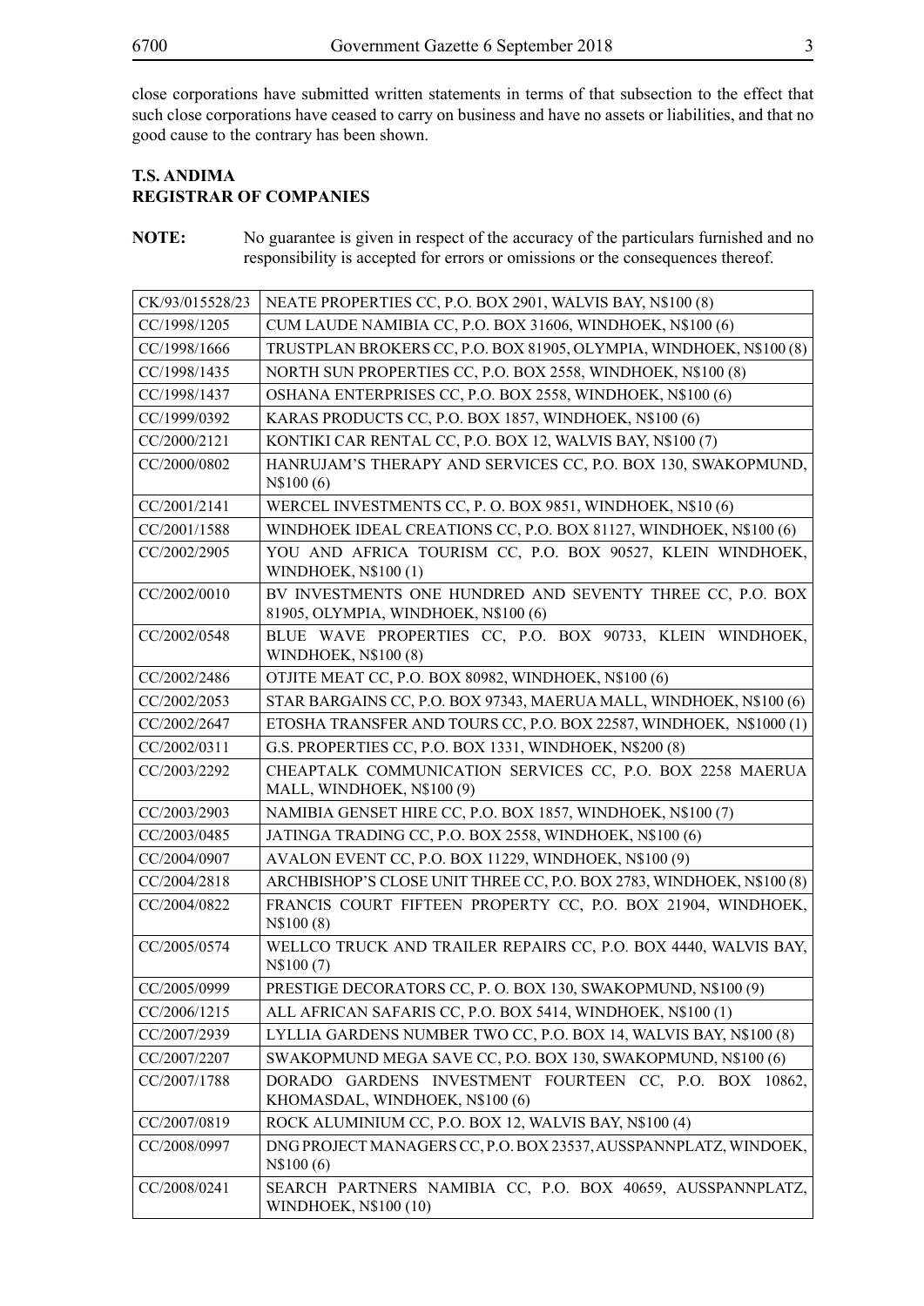close corporations have submitted written statements in terms of that subsection to the effect that such close corporations have ceased to carry on business and have no assets or liabilities, and that no good cause to the contrary has been shown.

**T.S. ANDIMA**
**REGISTRAR OF COMPANIES**

**NOTE:** No guarantee is given in respect of the accuracy of the particulars furnished and no responsibility is accepted for errors or omissions or the consequences thereof.

| | |
|---|---|
| CK/93/015528/23 | NEATE PROPERTIES CC, P.O. BOX 2901, WALVIS BAY, N$100 (8) |
| CC/1998/1205 | CUM LAUDE NAMIBIA CC, P.O. BOX 31606, WINDHOEK, N$100 (6) |
| CC/1998/1666 | TRUSTPLAN BROKERS CC, P.O. BOX 81905, OLYMPIA, WINDHOEK, N$100 (8) |
| CC/1998/1435 | NORTH SUN PROPERTIES CC, P.O. BOX 2558, WINDHOEK, N$100 (8) |
| CC/1998/1437 | OSHANA ENTERPRISES CC, P.O. BOX 2558, WINDHOEK, N$100 (6) |
| CC/1999/0392 | KARAS PRODUCTS CC, P.O. BOX 1857, WINDHOEK, N$100 (6) |
| CC/2000/2121 | KONTIKI CAR RENTAL CC, P.O. BOX 12, WALVIS BAY, N$100 (7) |
| CC/2000/0802 | HANRUJAM'S THERAPY AND SERVICES CC, P.O. BOX 130, SWAKOPMUND, N$100 (6) |
| CC/2001/2141 | WERCEL INVESTMENTS CC, P. O. BOX 9851, WINDHOEK, N$10 (6) |
| CC/2001/1588 | WINDHOEK IDEAL CREATIONS CC, P.O. BOX 81127, WINDHOEK, N$100 (6) |
| CC/2002/2905 | YOU AND AFRICA TOURISM CC, P.O. BOX 90527, KLEIN WINDHOEK, WINDHOEK, N$100 (1) |
| CC/2002/0010 | BV INVESTMENTS ONE HUNDRED AND SEVENTY THREE CC, P.O. BOX 81905, OLYMPIA, WINDHOEK, N$100 (6) |
| CC/2002/0548 | BLUE WAVE PROPERTIES CC, P.O. BOX 90733, KLEIN WINDHOEK, WINDHOEK, N$100 (8) |
| CC/2002/2486 | OTJITE MEAT CC, P.O. BOX 80982, WINDHOEK, N$100 (6) |
| CC/2002/2053 | STAR BARGAINS CC, P.O. BOX 97343, MAERUA MALL, WINDHOEK, N$100 (6) |
| CC/2002/2647 | ETOSHA TRANSFER AND TOURS CC, P.O. BOX 22587, WINDHOEK, N$1000 (1) |
| CC/2002/0311 | G.S. PROPERTIES CC, P.O. BOX 1331, WINDHOEK, N$200 (8) |
| CC/2003/2292 | CHEAPTALK COMMUNICATION SERVICES CC, P.O. BOX 2258 MAERUA MALL, WINDHOEK, N$100 (9) |
| CC/2003/2903 | NAMIBIA GENSET HIRE CC, P.O. BOX 1857, WINDHOEK, N$100 (7) |
| CC/2003/0485 | JATINGA TRADING CC, P.O. BOX 2558, WINDHOEK, N$100 (6) |
| CC/2004/0907 | AVALON EVENT CC, P.O. BOX 11229, WINDHOEK, N$100 (9) |
| CC/2004/2818 | ARCHBISHOP'S CLOSE UNIT THREE CC, P.O. BOX 2783, WINDHOEK, N$100 (8) |
| CC/2004/0822 | FRANCIS COURT FIFTEEN PROPERTY CC, P.O. BOX 21904, WINDHOEK, N$100 (8) |
| CC/2005/0574 | WELLCO TRUCK AND TRAILER REPAIRS CC, P.O. BOX 4440, WALVIS BAY, N$100 (7) |
| CC/2005/0999 | PRESTIGE DECORATORS CC, P. O. BOX 130, SWAKOPMUND, N$100 (9) |
| CC/2006/1215 | ALL AFRICAN SAFARIS CC, P.O. BOX 5414, WINDHOEK, N$100 (1) |
| CC/2007/2939 | LYLLIA GARDENS NUMBER TWO CC, P.O. BOX 14, WALVIS BAY, N$100 (8) |
| CC/2007/2207 | SWAKOPMUND MEGA SAVE CC, P.O. BOX 130, SWAKOPMUND, N$100 (6) |
| CC/2007/1788 | DORADO GARDENS INVESTMENT FOURTEEN CC, P.O. BOX 10862, KHOMASDAL, WINDHOEK, N$100 (6) |
| CC/2007/0819 | ROCK ALUMINIUM CC, P.O. BOX 12, WALVIS BAY, N$100 (4) |
| CC/2008/0997 | DNG PROJECT MANAGERS CC, P.O. BOX 23537, AUSSPANNPLATZ, WINDOEK, N$100 (6) |
| CC/2008/0241 | SEARCH PARTNERS NAMIBIA CC, P.O. BOX 40659, AUSSPANNPLATZ, WINDHOEK, N$100 (10) |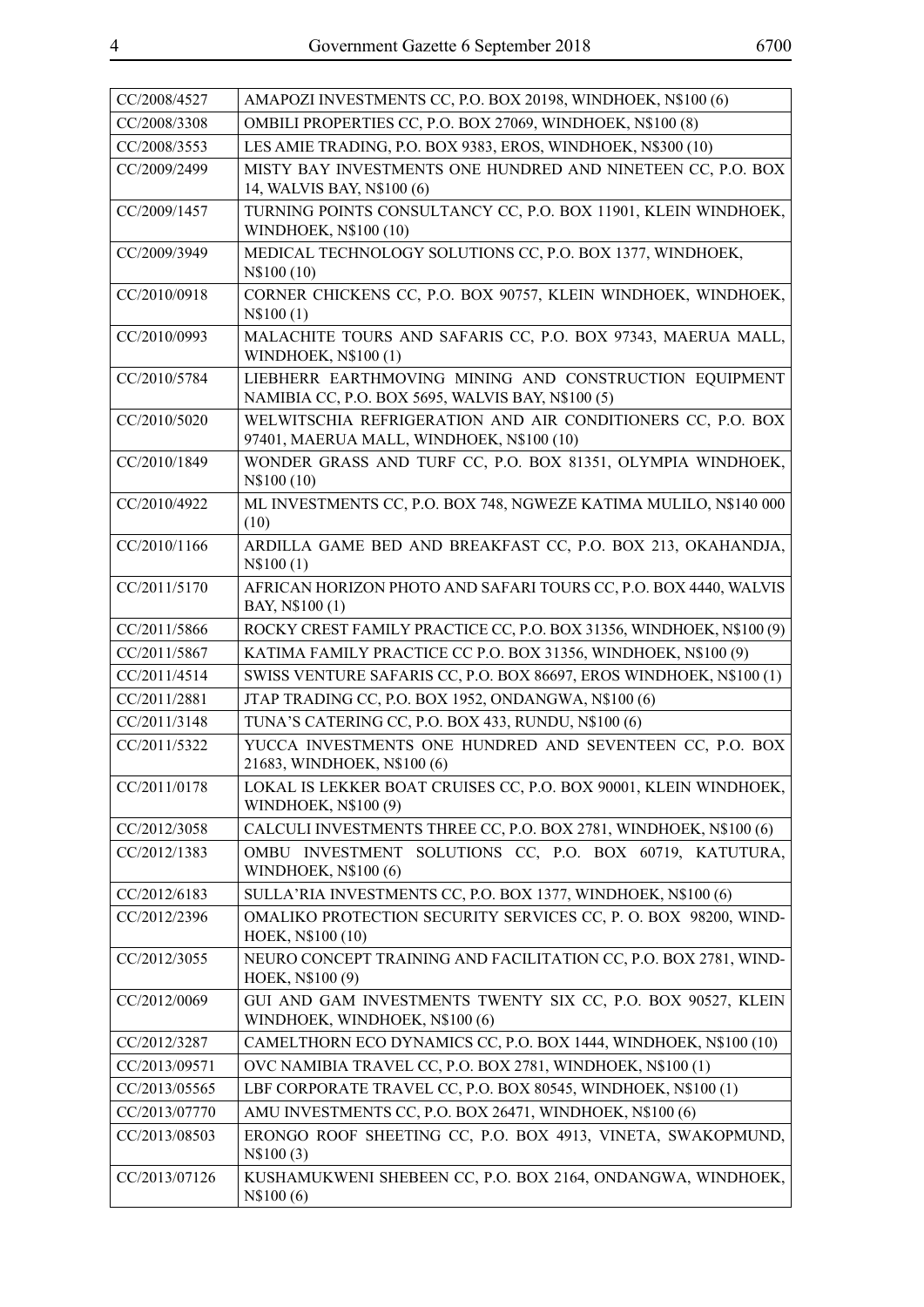| | |
|---|---|
| CC/2008/4527 | AMAPOZI INVESTMENTS CC, P.O. BOX 20198, WINDHOEK, N$100 (6) |
| CC/2008/3308 | OMBILI PROPERTIES CC, P.O. BOX 27069, WINDHOEK, N$100 (8) |
| CC/2008/3553 | LES AMIE TRADING, P.O. BOX 9383, EROS, WINDHOEK, N$300 (10) |
| CC/2009/2499 | MISTY BAY INVESTMENTS ONE HUNDRED AND NINETEEN CC, P.O. BOX 14, WALVIS BAY, N$100 (6) |
| CC/2009/1457 | TURNING POINTS CONSULTANCY CC, P.O. BOX 11901, KLEIN WINDHOEK, WINDHOEK, N$100 (10) |
| CC/2009/3949 | MEDICAL TECHNOLOGY SOLUTIONS CC, P.O. BOX 1377, WINDHOEK, N$100 (10) |
| CC/2010/0918 | CORNER CHICKENS CC, P.O. BOX 90757, KLEIN WINDHOEK, WINDHOEK, N$100 (1) |
| CC/2010/0993 | MALACHITE TOURS AND SAFARIS CC, P.O. BOX 97343, MAERUA MALL, WINDHOEK, N$100 (1) |
| CC/2010/5784 | LIEBHERR EARTHMOVING MINING AND CONSTRUCTION EQUIPMENT NAMIBIA CC, P.O. BOX 5695, WALVIS BAY, N$100 (5) |
| CC/2010/5020 | WELWITSCHIA REFRIGERATION AND AIR CONDITIONERS CC, P.O. BOX 97401, MAERUA MALL, WINDHOEK, N$100 (10) |
| CC/2010/1849 | WONDER GRASS AND TURF CC, P.O. BOX 81351, OLYMPIA WINDHOEK, N$100 (10) |
| CC/2010/4922 | ML INVESTMENTS CC, P.O. BOX 748, NGWEZE KATIMA MULILO, N$140 000 (10) |
| CC/2010/1166 | ARDILLA GAME BED AND BREAKFAST CC, P.O. BOX 213, OKAHANDJA, N$100 (1) |
| CC/2011/5170 | AFRICAN HORIZON PHOTO AND SAFARI TOURS CC, P.O. BOX 4440, WALVIS BAY, N$100 (1) |
| CC/2011/5866 | ROCKY CREST FAMILY PRACTICE CC, P.O. BOX 31356, WINDHOEK, N$100 (9) |
| CC/2011/5867 | KATIMA FAMILY PRACTICE CC P.O. BOX 31356, WINDHOEK, N$100 (9) |
| CC/2011/4514 | SWISS VENTURE SAFARIS CC, P.O. BOX 86697, EROS WINDHOEK, N$100 (1) |
| CC/2011/2881 | JTAP TRADING CC, P.O. BOX 1952, ONDANGWA, N$100 (6) |
| CC/2011/3148 | TUNA'S CATERING CC, P.O. BOX 433, RUNDU, N$100 (6) |
| CC/2011/5322 | YUCCA INVESTMENTS ONE HUNDRED AND SEVENTEEN CC, P.O. BOX 21683, WINDHOEK, N$100 (6) |
| CC/2011/0178 | LOKAL IS LEKKER BOAT CRUISES CC, P.O. BOX 90001, KLEIN WINDHOEK, WINDHOEK, N$100 (9) |
| CC/2012/3058 | CALCULI INVESTMENTS THREE CC, P.O. BOX 2781, WINDHOEK, N$100 (6) |
| CC/2012/1383 | OMBU INVESTMENT SOLUTIONS CC, P.O. BOX 60719, KATUTURA, WINDHOEK, N$100 (6) |
| CC/2012/6183 | SULLA'RIA INVESTMENTS CC, P.O. BOX 1377, WINDHOEK, N$100 (6) |
| CC/2012/2396 | OMALIKO PROTECTION SECURITY SERVICES CC, P. O. BOX 98200, WINDHOEK, N$100 (10) |
| CC/2012/3055 | NEURO CONCEPT TRAINING AND FACILITATION CC, P.O. BOX 2781, WINDHOEK, N$100 (9) |
| CC/2012/0069 | GUI AND GAM INVESTMENTS TWENTY SIX CC, P.O. BOX 90527, KLEIN WINDHOEK, WINDHOEK, N$100 (6) |
| CC/2012/3287 | CAMELTHORN ECO DYNAMICS CC, P.O. BOX 1444, WINDHOEK, N$100 (10) |
| CC/2013/09571 | OVC NAMIBIA TRAVEL CC, P.O. BOX 2781, WINDHOEK, N$100 (1) |
| CC/2013/05565 | LBF CORPORATE TRAVEL CC, P.O. BOX 80545, WINDHOEK, N$100 (1) |
| CC/2013/07770 | AMU INVESTMENTS CC, P.O. BOX 26471, WINDHOEK, N$100 (6) |
| CC/2013/08503 | ERONGO ROOF SHEETING CC, P.O. BOX 4913, VINETA, SWAKOPMUND, N$100 (3) |
| CC/2013/07126 | KUSHAMUKWENI SHEBEEN CC, P.O. BOX 2164, ONDANGWA, WINDHOEK, N$100 (6) |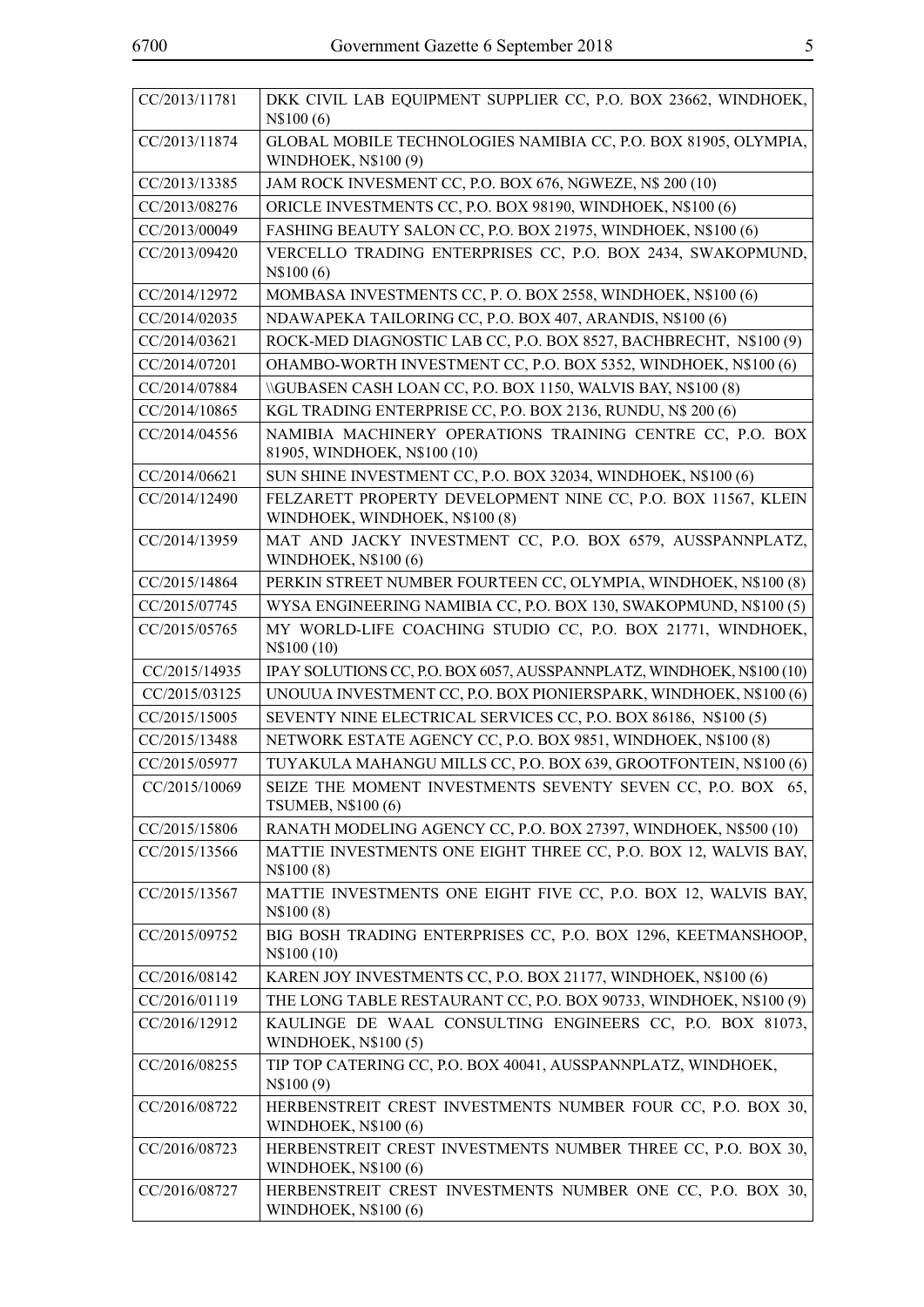| | |
|---|---|
| CC/2013/11781 | DKK CIVIL LAB EQUIPMENT SUPPLIER CC, P.O. BOX 23662, WINDHOEK, N$100 (6) |
| CC/2013/11874 | GLOBAL MOBILE TECHNOLOGIES NAMIBIA CC, P.O. BOX 81905, OLYMPIA, WINDHOEK, N$100 (9) |
| CC/2013/13385 | JAM ROCK INVESMENT CC, P.O. BOX 676, NGWEZE, N$ 200 (10) |
| CC/2013/08276 | ORICLE INVESTMENTS CC, P.O. BOX 98190, WINDHOEK, N$100 (6) |
| CC/2013/00049 | FASHING BEAUTY SALON CC, P.O. BOX 21975, WINDHOEK, N$100 (6) |
| CC/2013/09420 | VERCELLO TRADING ENTERPRISES CC, P.O. BOX 2434, SWAKOPMUND, N$100 (6) |
| CC/2014/12972 | MOMBASA INVESTMENTS CC, P. O. BOX 2558, WINDHOEK, N$100 (6) |
| CC/2014/02035 | NDAWAPEKA TAILORING CC, P.O. BOX 407, ARANDIS, N$100 (6) |
| CC/2014/03621 | ROCK-MED DIAGNOSTIC LAB CC, P.O. BOX 8527, BACHBRECHT, N$100 (9) |
| CC/2014/07201 | OHAMBO-WORTH INVESTMENT CC, P.O. BOX 5352, WINDHOEK, N$100 (6) |
| CC/2014/07884 | \\GUBASEN CASH LOAN CC, P.O. BOX 1150, WALVIS BAY, N$100 (8) |
| CC/2014/10865 | KGL TRADING ENTERPRISE CC, P.O. BOX 2136, RUNDU, N$ 200 (6) |
| CC/2014/04556 | NAMIBIA MACHINERY OPERATIONS TRAINING CENTRE CC, P.O. BOX 81905, WINDHOEK, N$100 (10) |
| CC/2014/06621 | SUN SHINE INVESTMENT CC, P.O. BOX 32034, WINDHOEK, N$100 (6) |
| CC/2014/12490 | FELZARETT PROPERTY DEVELOPMENT NINE CC, P.O. BOX 11567, KLEIN WINDHOEK, WINDHOEK, N$100 (8) |
| CC/2014/13959 | MAT AND JACKY INVESTMENT CC, P.O. BOX 6579, AUSSPANNPLATZ, WINDHOEK, N$100 (6) |
| CC/2015/14864 | PERKIN STREET NUMBER FOURTEEN CC, OLYMPIA, WINDHOEK, N$100 (8) |
| CC/2015/07745 | WYSA ENGINEERING NAMIBIA CC, P.O. BOX 130, SWAKOPMUND, N$100 (5) |
| CC/2015/05765 | MY WORLD-LIFE COACHING STUDIO CC, P.O. BOX 21771, WINDHOEK, N$100 (10) |
| CC/2015/14935 | IPAY SOLUTIONS CC, P.O. BOX 6057, AUSSPANNPLATZ, WINDHOEK, N$100 (10) |
| CC/2015/03125 | UNOUUA INVESTMENT CC, P.O. BOX PIONIERSPARK, WINDHOEK, N$100 (6) |
| CC/2015/15005 | SEVENTY NINE ELECTRICAL SERVICES CC, P.O. BOX 86186, N$100 (5) |
| CC/2015/13488 | NETWORK ESTATE AGENCY CC, P.O. BOX 9851, WINDHOEK, N$100 (8) |
| CC/2015/05977 | TUYAKULA MAHANGU MILLS CC, P.O. BOX 639, GROOTFONTEIN, N$100 (6) |
| CC/2015/10069 | SEIZE THE MOMENT INVESTMENTS SEVENTY SEVEN CC, P.O. BOX 65, TSUMEB, N$100 (6) |
| CC/2015/15806 | RANATH MODELING AGENCY CC, P.O. BOX 27397, WINDHOEK, N$500 (10) |
| CC/2015/13566 | MATTIE INVESTMENTS ONE EIGHT THREE CC, P.O. BOX 12, WALVIS BAY, N$100 (8) |
| CC/2015/13567 | MATTIE INVESTMENTS ONE EIGHT FIVE CC, P.O. BOX 12, WALVIS BAY, N$100 (8) |
| CC/2015/09752 | BIG BOSH TRADING ENTERPRISES CC, P.O. BOX 1296, KEETMANSHOOP, N$100 (10) |
| CC/2016/08142 | KAREN JOY INVESTMENTS CC, P.O. BOX 21177, WINDHOEK, N$100 (6) |
| CC/2016/01119 | THE LONG TABLE RESTAURANT CC, P.O. BOX 90733, WINDHOEK, N$100 (9) |
| CC/2016/12912 | KAULINGE DE WAAL CONSULTING ENGINEERS CC, P.O. BOX 81073, WINDHOEK, N$100 (5) |
| CC/2016/08255 | TIP TOP CATERING CC, P.O. BOX 40041, AUSSPANNPLATZ, WINDHOEK, N$100 (9) |
| CC/2016/08722 | HERBENSTREIT CREST INVESTMENTS NUMBER FOUR CC, P.O. BOX 30, WINDHOEK, N$100 (6) |
| CC/2016/08723 | HERBENSTREIT CREST INVESTMENTS NUMBER THREE CC, P.O. BOX 30, WINDHOEK, N$100 (6) |
| CC/2016/08727 | HERBENSTREIT CREST INVESTMENTS NUMBER ONE CC, P.O. BOX 30, WINDHOEK, N$100 (6) |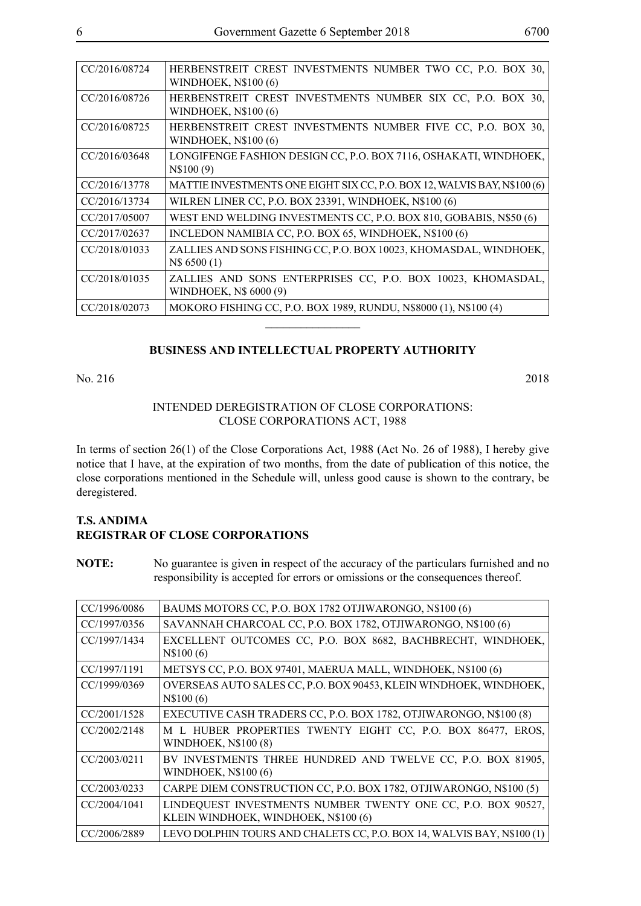| | |
|---|---|
| CC/2016/08724 | HERBENSTREIT CREST INVESTMENTS NUMBER TWO CC, P.O. BOX 30, WINDHOEK, N$100 (6) |
| CC/2016/08726 | HERBENSTREIT CREST INVESTMENTS NUMBER SIX CC, P.O. BOX 30, WINDHOEK, N$100 (6) |
| CC/2016/08725 | HERBENSTREIT CREST INVESTMENTS NUMBER FIVE CC, P.O. BOX 30, WINDHOEK, N$100 (6) |
| CC/2016/03648 | LONGIFENGE FASHION DESIGN CC, P.O. BOX 7116, OSHAKATI, WINDHOEK, N$100 (9) |
| CC/2016/13778 | MATTIE INVESTMENTS ONE EIGHT SIX CC, P.O. BOX 12, WALVIS BAY, N$100 (6) |
| CC/2016/13734 | WILREN LINER CC, P.O. BOX 23391, WINDHOEK, N$100 (6) |
| CC/2017/05007 | WEST END WELDING INVESTMENTS CC, P.O. BOX 810, GOBABIS, N$50 (6) |
| CC/2017/02637 | INCLEDON NAMIBIA CC, P.O. BOX 65, WINDHOEK, N$100 (6) |
| CC/2018/01033 | ZALLIES AND SONS FISHING CC, P.O. BOX 10023, KHOMASDAL, WINDHOEK, N$ 6500 (1) |
| CC/2018/01035 | ZALLIES AND SONS ENTERPRISES CC, P.O. BOX 10023, KHOMASDAL, WINDHOEK, N$ 6000 (9) |
| CC/2018/02073 | MOKORO FISHING CC, P.O. BOX 1989, RUNDU, N$8000 (1), N$100 (4) |

________________

**BUSINESS AND INTELLECTUAL PROPERTY AUTHORITY**

No. 216 2018

INTENDED DEREGISTRATION OF CLOSE CORPORATIONS: CLOSE CORPORATIONS ACT, 1988

In terms of section 26(1) of the Close Corporations Act, 1988 (Act No. 26 of 1988), I hereby give notice that I have, at the expiration of two months, from the date of publication of this notice, the close corporations mentioned in the Schedule will, unless good cause is shown to the contrary, be deregistered.

**T.S. ANDIMA**
**REGISTRAR OF CLOSE CORPORATIONS**

**NOTE:** No guarantee is given in respect of the accuracy of the particulars furnished and no responsibility is accepted for errors or omissions or the consequences thereof.

| | |
|---|---|
| CC/1996/0086 | BAUMS MOTORS CC, P.O. BOX 1782 OTJIWARONGO, N$100 (6) |
| CC/1997/0356 | SAVANNAH CHARCOAL CC, P.O. BOX 1782, OTJIWARONGO, N$100 (6) |
| CC/1997/1434 | EXCELLENT OUTCOMES CC, P.O. BOX 8682, BACHBRECHT, WINDHOEK, N$100 (6) |
| CC/1997/1191 | METSYS CC, P.O. BOX 97401, MAERUA MALL, WINDHOEK, N$100 (6) |
| CC/1999/0369 | OVERSEAS AUTO SALES CC, P.O. BOX 90453, KLEIN WINDHOEK, WINDHOEK, N$100 (6) |
| CC/2001/1528 | EXECUTIVE CASH TRADERS CC, P.O. BOX 1782, OTJIWARONGO, N$100 (8) |
| CC/2002/2148 | M L HUBER PROPERTIES TWENTY EIGHT CC, P.O. BOX 86477, EROS, WINDHOEK, N$100 (8) |
| CC/2003/0211 | BV INVESTMENTS THREE HUNDRED AND TWELVE CC, P.O. BOX 81905, WINDHOEK, N$100 (6) |
| CC/2003/0233 | CARPE DIEM CONSTRUCTION CC, P.O. BOX 1782, OTJIWARONGO, N$100 (5) |
| CC/2004/1041 | LINDEQUEST INVESTMENTS NUMBER TWENTY ONE CC, P.O. BOX 90527, KLEIN WINDHOEK, WINDHOEK, N$100 (6) |
| CC/2006/2889 | LEVO DOLPHIN TOURS AND CHALETS CC, P.O. BOX 14, WALVIS BAY, N$100 (1) |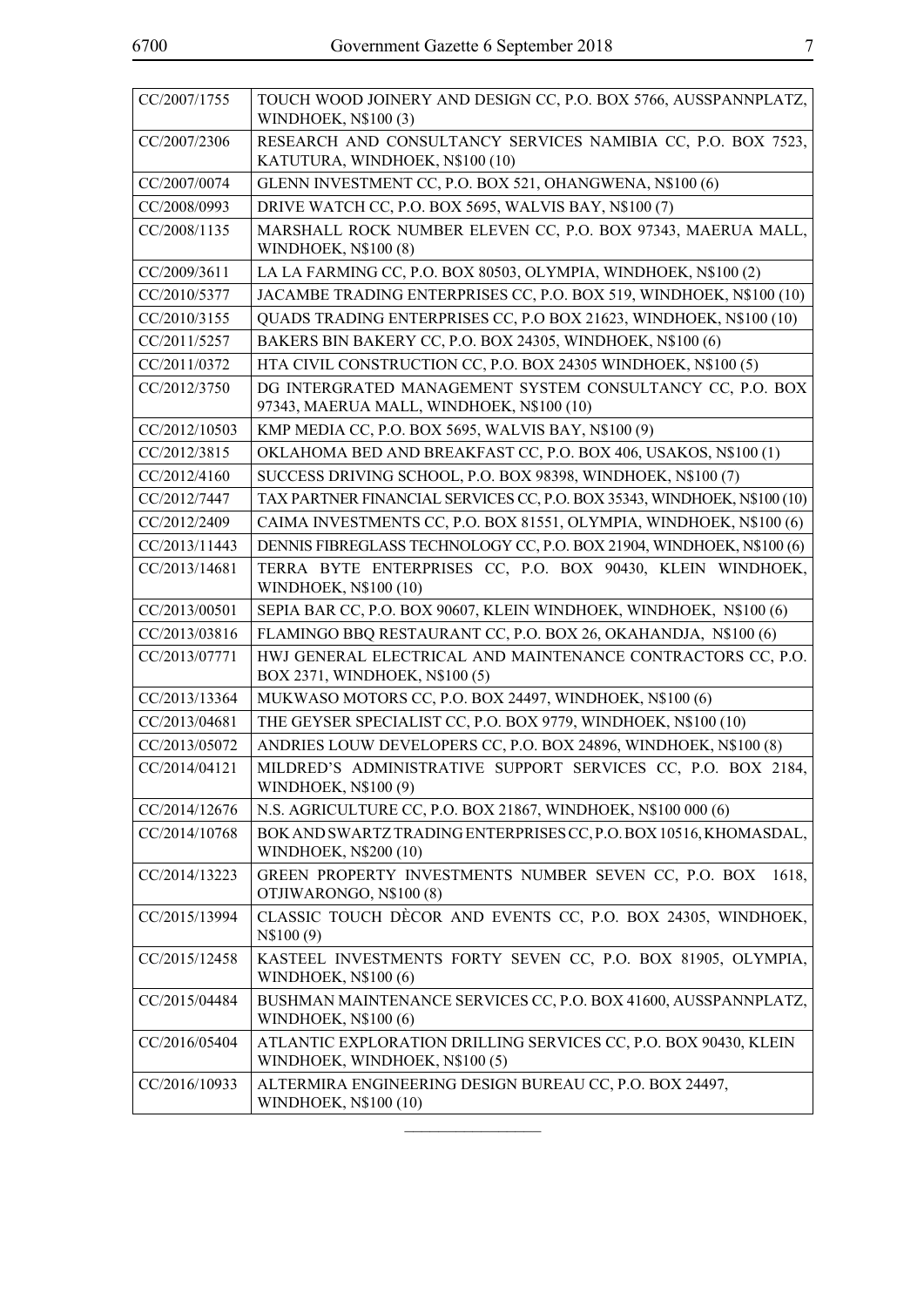| | |
|---|---|
| CC/2007/1755 | TOUCH WOOD JOINERY AND DESIGN CC, P.O. BOX 5766, AUSSPANNPLATZ, WINDHOEK, N$100 (3) |
| CC/2007/2306 | RESEARCH AND CONSULTANCY SERVICES NAMIBIA CC, P.O. BOX 7523, KATUTURA, WINDHOEK, N$100 (10) |
| CC/2007/0074 | GLENN INVESTMENT CC, P.O. BOX 521, OHANGWENA, N$100 (6) |
| CC/2008/0993 | DRIVE WATCH CC, P.O. BOX 5695, WALVIS BAY, N$100 (7) |
| CC/2008/1135 | MARSHALL ROCK NUMBER ELEVEN CC, P.O. BOX 97343, MAERUA MALL, WINDHOEK, N$100 (8) |
| CC/2009/3611 | LA LA FARMING CC, P.O. BOX 80503, OLYMPIA, WINDHOEK, N$100 (2) |
| CC/2010/5377 | JACAMBE TRADING ENTERPRISES CC, P.O. BOX 519, WINDHOEK, N$100 (10) |
| CC/2010/3155 | QUADS TRADING ENTERPRISES CC, P.O BOX 21623, WINDHOEK, N$100 (10) |
| CC/2011/5257 | BAKERS BIN BAKERY CC, P.O. BOX 24305, WINDHOEK, N$100 (6) |
| CC/2011/0372 | HTA CIVIL CONSTRUCTION CC, P.O. BOX 24305 WINDHOEK, N$100 (5) |
| CC/2012/3750 | DG INTERGRATED MANAGEMENT SYSTEM CONSULTANCY CC, P.O. BOX 97343, MAERUA MALL, WINDHOEK, N$100 (10) |
| CC/2012/10503 | KMP MEDIA CC, P.O. BOX 5695, WALVIS BAY, N$100 (9) |
| CC/2012/3815 | OKLAHOMA BED AND BREAKFAST CC, P.O. BOX 406, USAKOS, N$100 (1) |
| CC/2012/4160 | SUCCESS DRIVING SCHOOL, P.O. BOX 98398, WINDHOEK, N$100 (7) |
| CC/2012/7447 | TAX PARTNER FINANCIAL SERVICES CC, P.O. BOX 35343, WINDHOEK, N$100 (10) |
| CC/2012/2409 | CAIMA INVESTMENTS CC, P.O. BOX 81551, OLYMPIA, WINDHOEK, N$100 (6) |
| CC/2013/11443 | DENNIS FIBREGLASS TECHNOLOGY CC, P.O. BOX 21904, WINDHOEK, N$100 (6) |
| CC/2013/14681 | TERRA BYTE ENTERPRISES CC, P.O. BOX 90430, KLEIN WINDHOEK, WINDHOEK, N$100 (10) |
| CC/2013/00501 | SEPIA BAR CC, P.O. BOX 90607, KLEIN WINDHOEK, WINDHOEK, N$100 (6) |
| CC/2013/03816 | FLAMINGO BBQ RESTAURANT CC, P.O. BOX 26, OKAHANDJA, N$100 (6) |
| CC/2013/07771 | HWJ GENERAL ELECTRICAL AND MAINTENANCE CONTRACTORS CC, P.O. BOX 2371, WINDHOEK, N$100 (5) |
| CC/2013/13364 | MUKWASO MOTORS CC, P.O. BOX 24497, WINDHOEK, N$100 (6) |
| CC/2013/04681 | THE GEYSER SPECIALIST CC, P.O. BOX 9779, WINDHOEK, N$100 (10) |
| CC/2013/05072 | ANDRIES LOUW DEVELOPERS CC, P.O. BOX 24896, WINDHOEK, N$100 (8) |
| CC/2014/04121 | MILDRED'S ADMINISTRATIVE SUPPORT SERVICES CC, P.O. BOX 2184, WINDHOEK, N$100 (9) |
| CC/2014/12676 | N.S. AGRICULTURE CC, P.O. BOX 21867, WINDHOEK, N$100 000 (6) |
| CC/2014/10768 | BOK AND SWARTZ TRADING ENTERPRISES CC, P.O. BOX 10516, KHOMASDAL, WINDHOEK, N$200 (10) |
| CC/2014/13223 | GREEN PROPERTY INVESTMENTS NUMBER SEVEN CC, P.O. BOX 1618, OTJIWARONGO, N$100 (8) |
| CC/2015/13994 | CLASSIC TOUCH DÈCOR AND EVENTS CC, P.O. BOX 24305, WINDHOEK, N$100 (9) |
| CC/2015/12458 | KASTEEL INVESTMENTS FORTY SEVEN CC, P.O. BOX 81905, OLYMPIA, WINDHOEK, N$100 (6) |
| CC/2015/04484 | BUSHMAN MAINTENANCE SERVICES CC, P.O. BOX 41600, AUSSPANNPLATZ, WINDHOEK, N$100 (6) |
| CC/2016/05404 | ATLANTIC EXPLORATION DRILLING SERVICES CC, P.O. BOX 90430, KLEIN WINDHOEK, WINDHOEK, N$100 (5) |
| CC/2016/10933 | ALTERMIRA ENGINEERING DESIGN BUREAU CC, P.O. BOX 24497, WINDHOEK, N$100 (10) |